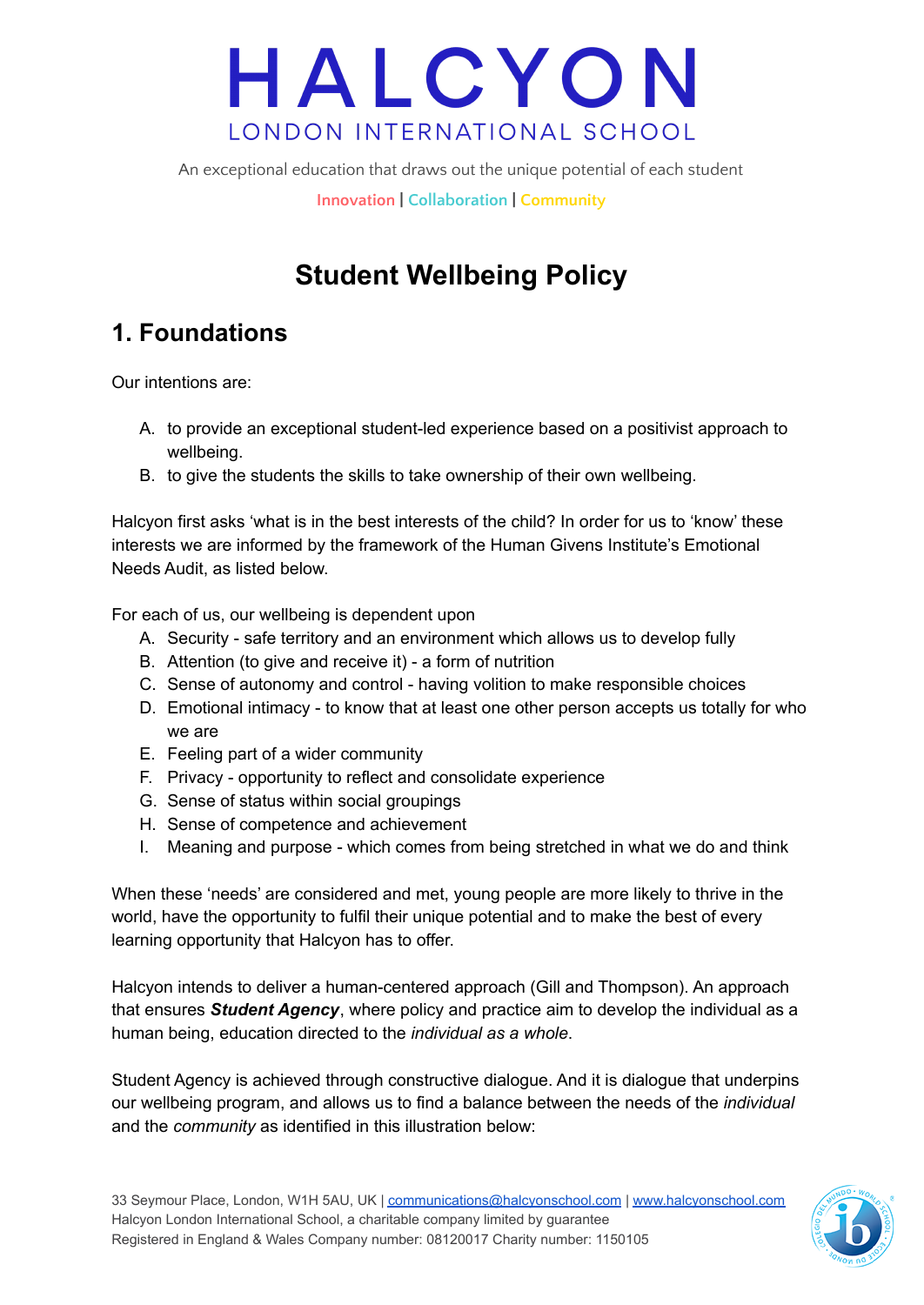# HALCYON

LONDON INTERNATIONAL SCHOOL

An exceptional education that draws out the unique potential of each student

Innovation | Collaboration | Community

# Student Wellbeing Policy

## 1. Foundations

Our intentions are:

A. to provide an exceptional student-led experience based on a positivist approach to wellbeing.
B. to give the students the skills to take ownership of their own wellbeing.

Halcyon first asks 'what is in the best interests of the child? In order for us to 'know' these interests we are informed by the framework of the Human Givens Institute's Emotional Needs Audit, as listed below.

For each of us, our wellbeing is dependent upon

A. Security - safe territory and an environment which allows us to develop fully
B. Attention (to give and receive it) - a form of nutrition
C. Sense of autonomy and control - having volition to make responsible choices
D. Emotional intimacy - to know that at least one other person accepts us totally for who we are
E. Feeling part of a wider community
F. Privacy - opportunity to reflect and consolidate experience
G. Sense of status within social groupings
H. Sense of competence and achievement
I. Meaning and purpose - which comes from being stretched in what we do and think

When these 'needs' are considered and met, young people are more likely to thrive in the world, have the opportunity to fulfil their unique potential and to make the best of every learning opportunity that Halcyon has to offer.

Halcyon intends to deliver a human-centered approach (Gill and Thompson). An approach that ensures ***Student Agency***, where policy and practice aim to develop the individual as a human being, education directed to the *individual as a whole*.

Student Agency is achieved through constructive dialogue. And it is dialogue that underpins our wellbeing program, and allows us to find a balance between the needs of the *individual* and the *community* as identified in this illustration below: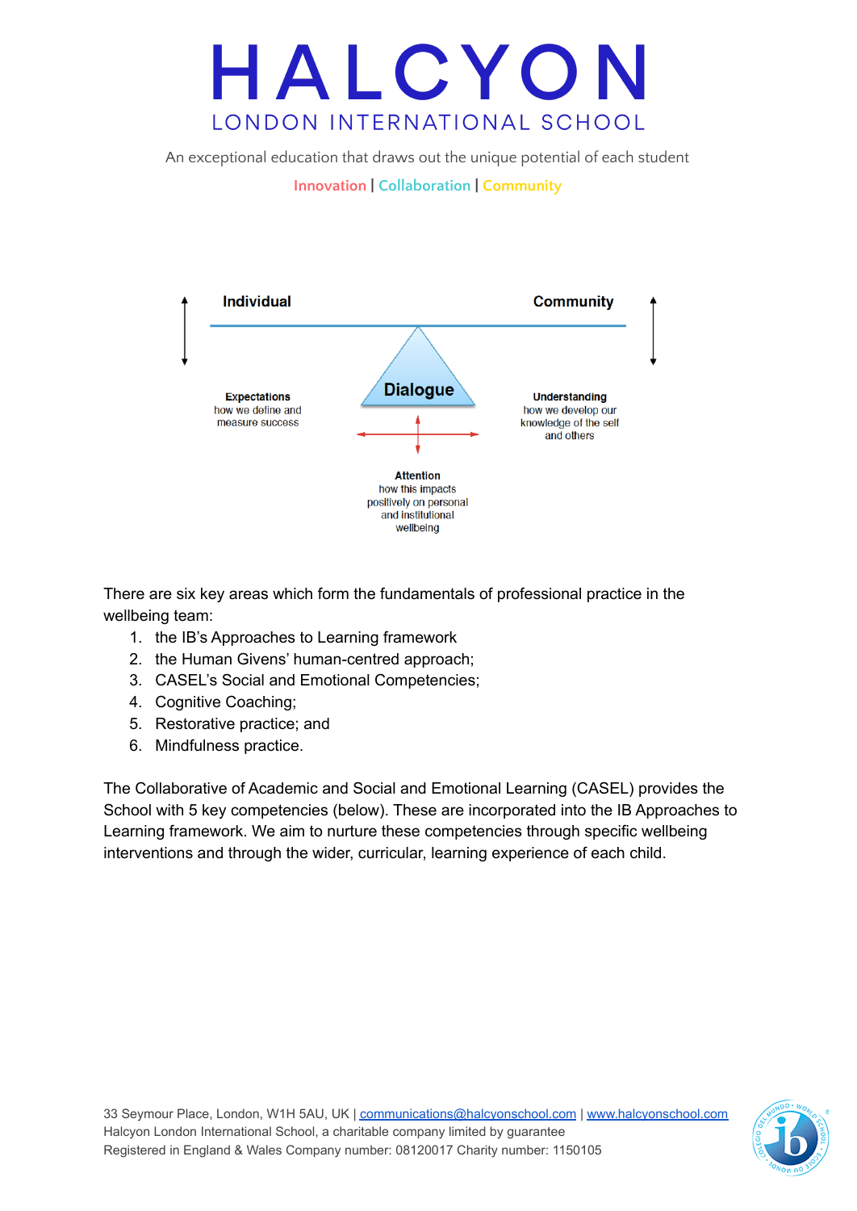Individual

Community

Dialogue

**Expectations**
how we define and measure success

**Understanding**
how we develop our knowledge of the self and others

**Attention**
how this impacts positively on personal and institutional wellbeing

There are six key areas which form the fundamentals of professional practice in the wellbeing team:

1. the IB's Approaches to Learning framework
2. the Human Givens' human-centred approach;
3. CASEL's Social and Emotional Competencies;
4. Cognitive Coaching;
5. Restorative practice; and
6. Mindfulness practice.

The Collaborative of Academic and Social and Emotional Learning (CASEL) provides the School with 5 key competencies (below). These are incorporated into the IB Approaches to Learning framework. We aim to nurture these competencies through specific wellbeing interventions and through the wider, curricular, learning experience of each child.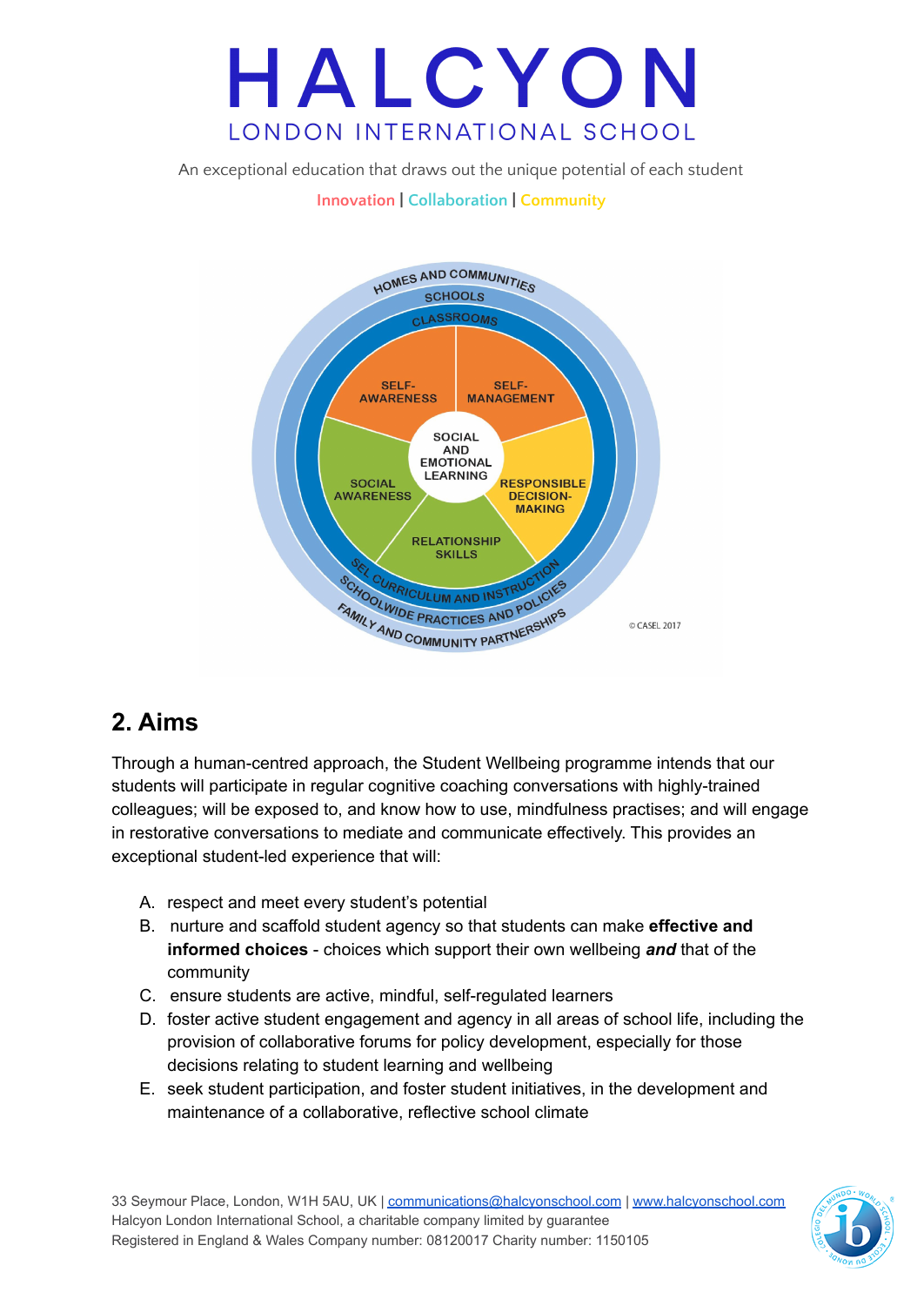HALCYON

LONDON INTERNATIONAL SCHOOL

An exceptional education that draws out the unique potential of each student

Innovation | Collaboration | Community

## 2. Aims

Through a human-centred approach, the Student Wellbeing programme intends that our students will participate in regular cognitive coaching conversations with highly-trained colleagues; will be exposed to, and know how to use, mindfulness practises; and will engage in restorative conversations to mediate and communicate effectively. This provides an exceptional student-led experience that will:

A. respect and meet every student's potential
B. nurture and scaffold student agency so that students can make **effective and informed choices** - choices which support their own wellbeing ***and*** that of the community
C. ensure students are active, mindful, self-regulated learners
D. foster active student engagement and agency in all areas of school life, including the provision of collaborative forums for policy development, especially for those decisions relating to student learning and wellbeing
E. seek student participation, and foster student initiatives, in the development and maintenance of a collaborative, reflective school climate

33 Seymour Place, London, W1H 5AU, UK | communications@halcyonschool.com | www.halcyonschool.com
Halcyon London International School, a charitable company limited by guarantee
Registered in England & Wales Company number: 08120017 Charity number: 1150105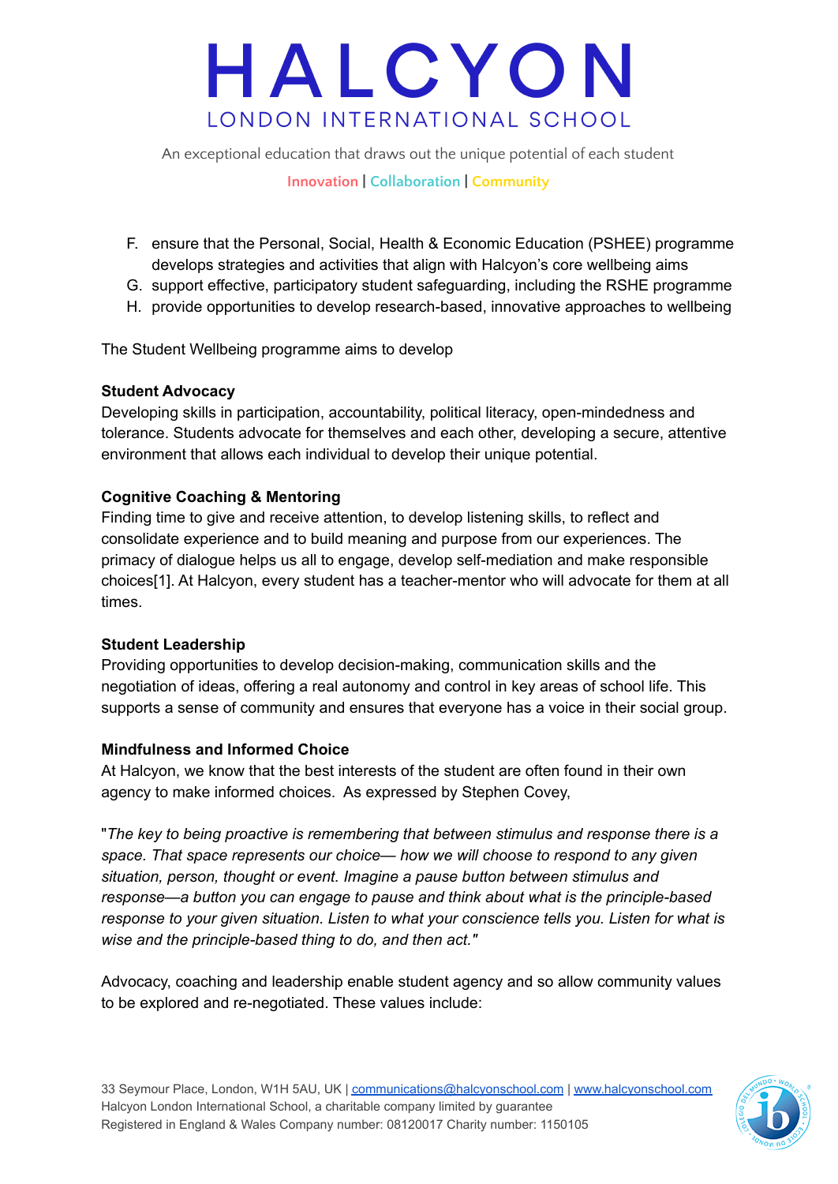F. ensure that the Personal, Social, Health & Economic Education (PSHEE) programme develops strategies and activities that align with Halcyon's core wellbeing aims
G. support effective, participatory student safeguarding, including the RSHE programme
H. provide opportunities to develop research-based, innovative approaches to wellbeing

The Student Wellbeing programme aims to develop

**Student Advocacy**
Developing skills in participation, accountability, political literacy, open-mindedness and tolerance. Students advocate for themselves and each other, developing a secure, attentive environment that allows each individual to develop their unique potential.

**Cognitive Coaching & Mentoring**
Finding time to give and receive attention, to develop listening skills, to reflect and consolidate experience and to build meaning and purpose from our experiences. The primacy of dialogue helps us all to engage, develop self-mediation and make responsible choices[1]. At Halcyon, every student has a teacher-mentor who will advocate for them at all times.

**Student Leadership**
Providing opportunities to develop decision-making, communication skills and the negotiation of ideas, offering a real autonomy and control in key areas of school life. This supports a sense of community and ensures that everyone has a voice in their social group.

**Mindfulness and Informed Choice**
At Halcyon, we know that the best interests of the student are often found in their own agency to make informed choices. As expressed by Stephen Covey,

"*The key to being proactive is remembering that between stimulus and response there is a space. That space represents our choice— how we will choose to respond to any given situation, person, thought or event. Imagine a pause button between stimulus and response—a button you can engage to pause and think about what is the principle-based response to your given situation. Listen to what your conscience tells you. Listen for what is wise and the principle-based thing to do, and then act.*"

Advocacy, coaching and leadership enable student agency and so allow community values to be explored and re-negotiated. These values include: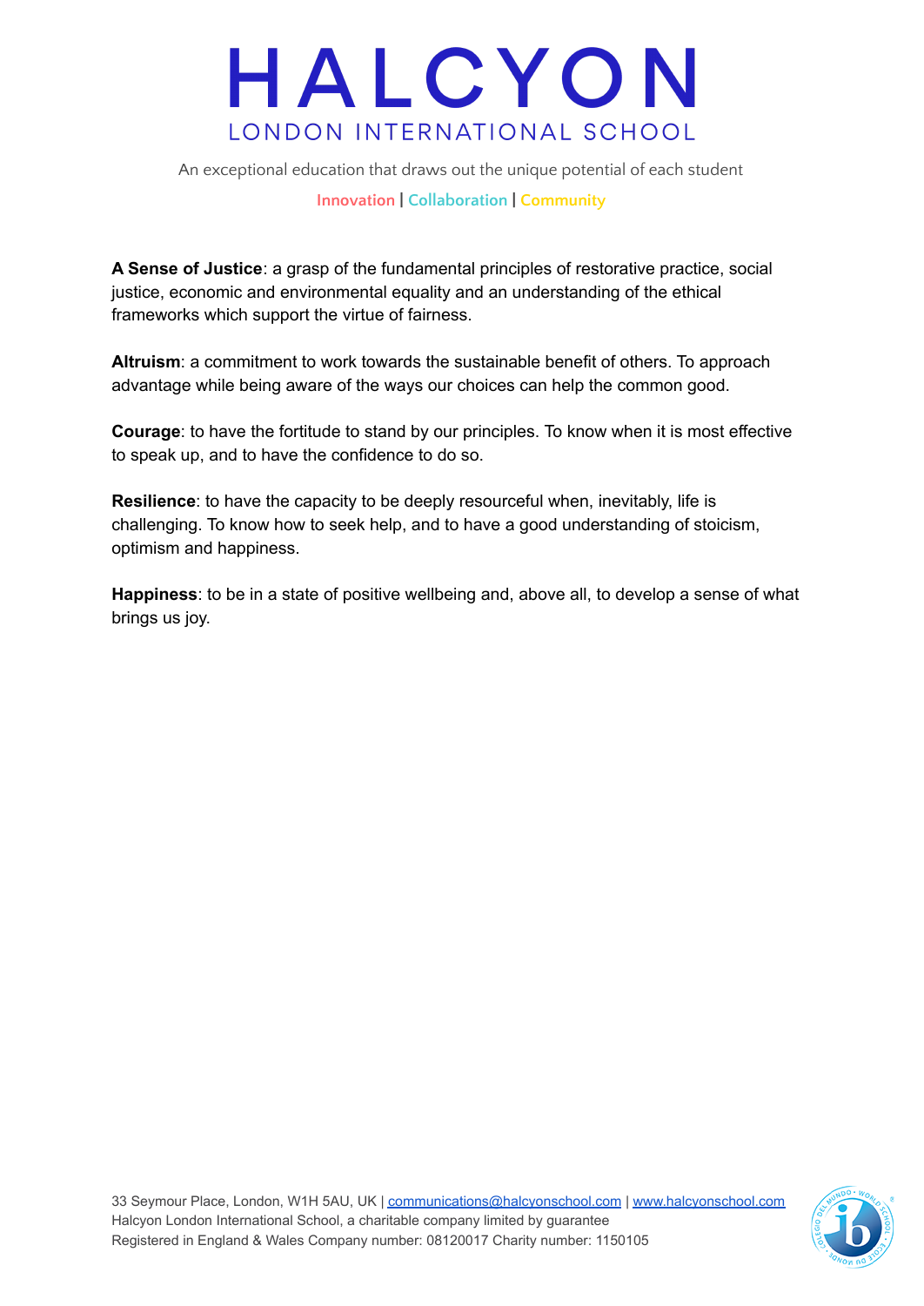**A Sense of Justice**: a grasp of the fundamental principles of restorative practice, social justice, economic and environmental equality and an understanding of the ethical frameworks which support the virtue of fairness.

**Altruism**: a commitment to work towards the sustainable benefit of others. To approach advantage while being aware of the ways our choices can help the common good.

**Courage**: to have the fortitude to stand by our principles. To know when it is most effective to speak up, and to have the confidence to do so.

**Resilience**: to have the capacity to be deeply resourceful when, inevitably, life is challenging. To know how to seek help, and to have a good understanding of stoicism, optimism and happiness.

**Happiness**: to be in a state of positive wellbeing and, above all, to develop a sense of what brings us joy.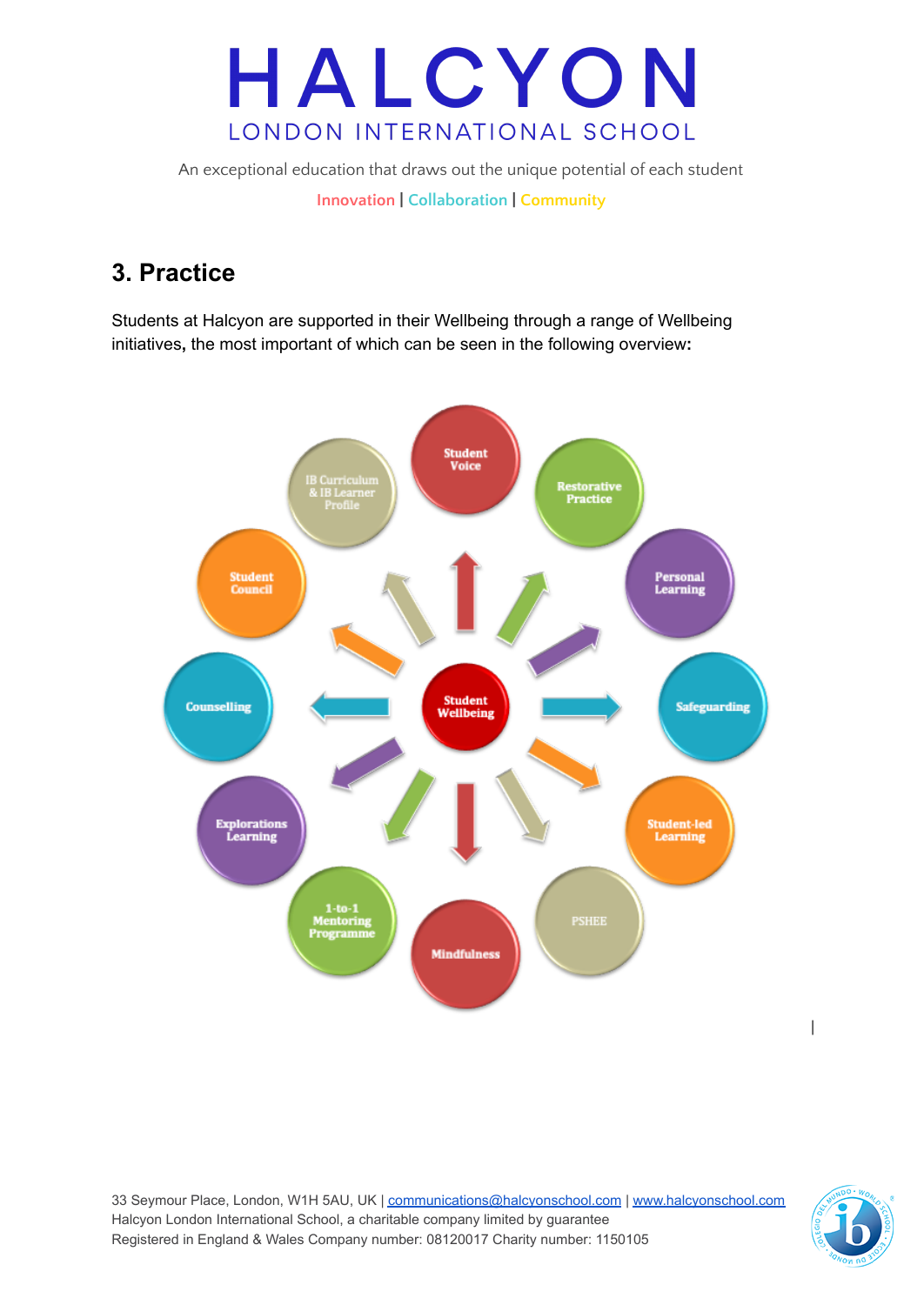## 3. Practice

Students at Halcyon are supported in their Wellbeing through a range of Wellbeing initiatives**,** the most important of which can be seen in the following overview**:**

- Student Wellbeing
  - Student Voice
  - Restorative Practice
  - Personal Learning
  - Safeguarding
  - Student-led Learning
  - PSHEE
  - Mindfulness
  - 1-to-1 Mentoring Programme
  - Explorations Learning
  - Counselling
  - Student Council
  - IB Curriculum & IB Learner Profile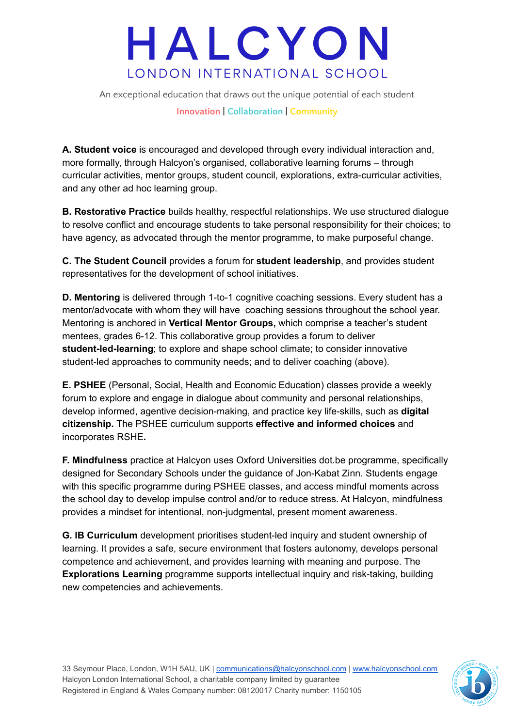**A. Student voice** is encouraged and developed through every individual interaction and, more formally, through Halcyon's organised, collaborative learning forums – through curricular activities, mentor groups, student council, explorations, extra-curricular activities, and any other ad hoc learning group.

**B. Restorative Practice** builds healthy, respectful relationships. We use structured dialogue to resolve conflict and encourage students to take personal responsibility for their choices; to have agency, as advocated through the mentor programme, to make purposeful change.

**C. The Student Council** provides a forum for **student leadership**, and provides student representatives for the development of school initiatives.

**D. Mentoring** is delivered through 1-to-1 cognitive coaching sessions. Every student has a mentor/advocate with whom they will have coaching sessions throughout the school year. Mentoring is anchored in **Vertical Mentor Groups,** which comprise a teacher's student mentees, grades 6-12. This collaborative group provides a forum to deliver **student-led-learning**; to explore and shape school climate; to consider innovative student-led approaches to community needs; and to deliver coaching (above).

**E. PSHEE** (Personal, Social, Health and Economic Education) classes provide a weekly forum to explore and engage in dialogue about community and personal relationships, develop informed, agentive decision-making, and practice key life-skills, such as **digital citizenship.** The PSHEE curriculum supports **effective and informed choices** and incorporates RSHE**.**

**F. Mindfulness** practice at Halcyon uses Oxford Universities dot.be programme, specifically designed for Secondary Schools under the guidance of Jon-Kabat Zinn. Students engage with this specific programme during PSHEE classes, and access mindful moments across the school day to develop impulse control and/or to reduce stress. At Halcyon, mindfulness provides a mindset for intentional, non-judgmental, present moment awareness.

**G. IB Curriculum** development prioritises student-led inquiry and student ownership of learning. It provides a safe, secure environment that fosters autonomy, develops personal competence and achievement, and provides learning with meaning and purpose. The **Explorations Learning** programme supports intellectual inquiry and risk-taking, building new competencies and achievements.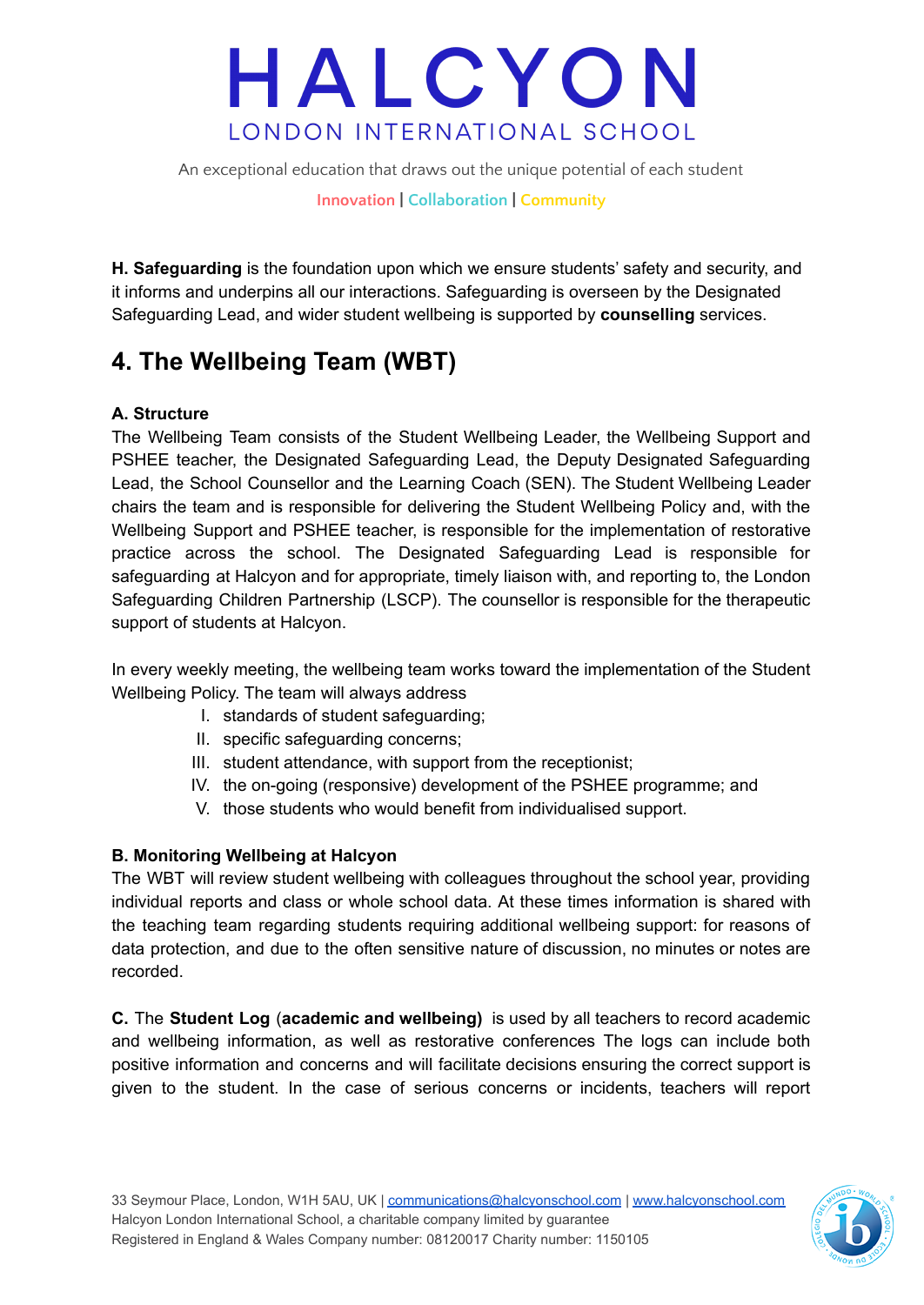**H. Safeguarding** is the foundation upon which we ensure students' safety and security, and it informs and underpins all our interactions. Safeguarding is overseen by the Designated Safeguarding Lead, and wider student wellbeing is supported by **counselling** services.

## 4. The Wellbeing Team (WBT)

**A. Structure**

The Wellbeing Team consists of the Student Wellbeing Leader, the Wellbeing Support and PSHEE teacher, the Designated Safeguarding Lead, the Deputy Designated Safeguarding Lead, the School Counsellor and the Learning Coach (SEN). The Student Wellbeing Leader chairs the team and is responsible for delivering the Student Wellbeing Policy and, with the Wellbeing Support and PSHEE teacher, is responsible for the implementation of restorative practice across the school. The Designated Safeguarding Lead is responsible for safeguarding at Halcyon and for appropriate, timely liaison with, and reporting to, the London Safeguarding Children Partnership (LSCP). The counsellor is responsible for the therapeutic support of students at Halcyon.

In every weekly meeting, the wellbeing team works toward the implementation of the Student Wellbeing Policy. The team will always address

I. standards of student safeguarding;
II. specific safeguarding concerns;
III. student attendance, with support from the receptionist;
IV. the on-going (responsive) development of the PSHEE programme; and
V. those students who would benefit from individualised support.

**B. Monitoring Wellbeing at Halcyon**

The WBT will review student wellbeing with colleagues throughout the school year, providing individual reports and class or whole school data. At these times information is shared with the teaching team regarding students requiring additional wellbeing support: for reasons of data protection, and due to the often sensitive nature of discussion, no minutes or notes are recorded.

**C.** The **Student Log** (**academic and wellbeing)** is used by all teachers to record academic and wellbeing information, as well as restorative conferences The logs can include both positive information and concerns and will facilitate decisions ensuring the correct support is given to the student. In the case of serious concerns or incidents, teachers will report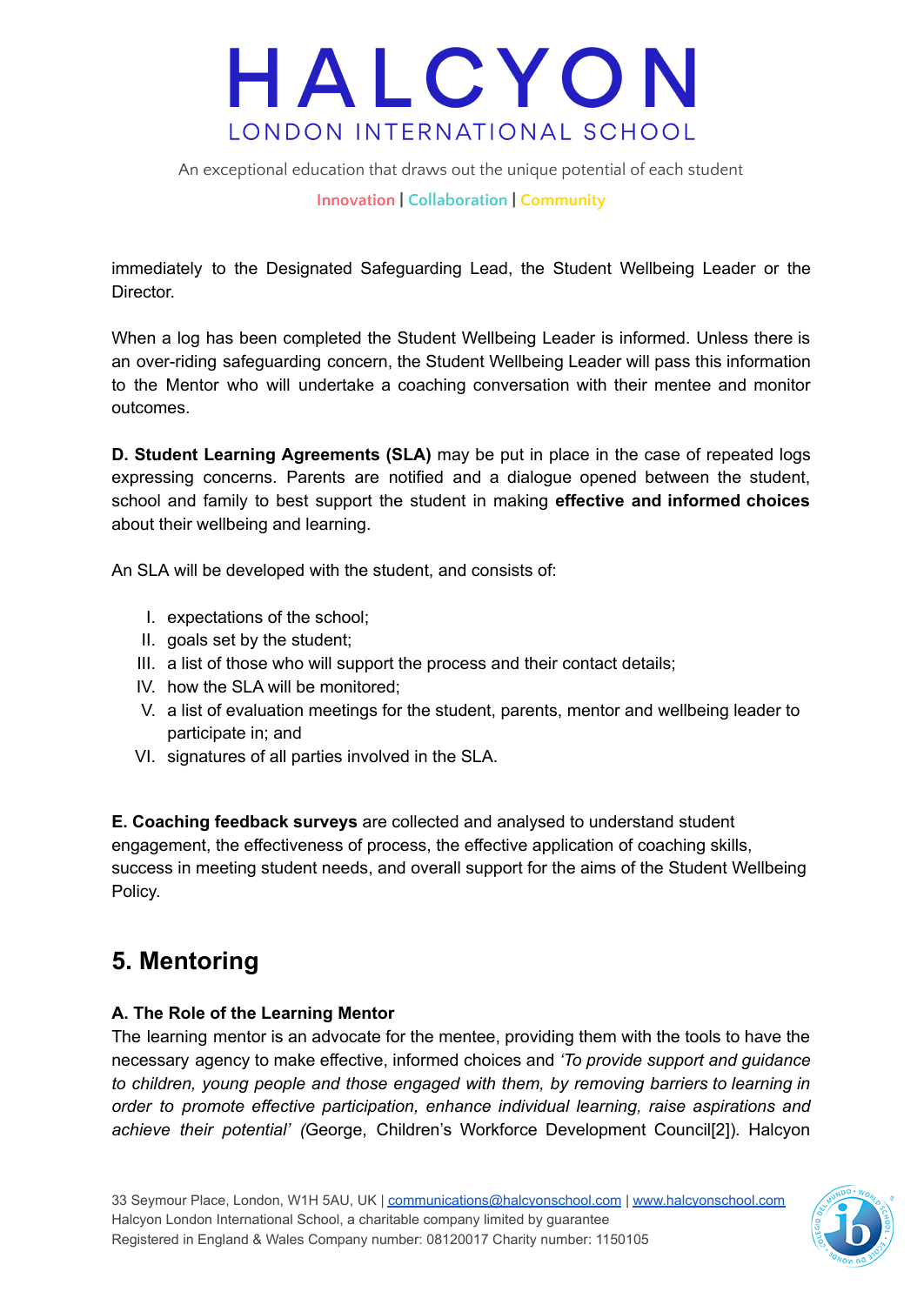immediately to the Designated Safeguarding Lead, the Student Wellbeing Leader or the Director.

When a log has been completed the Student Wellbeing Leader is informed. Unless there is an over-riding safeguarding concern, the Student Wellbeing Leader will pass this information to the Mentor who will undertake a coaching conversation with their mentee and monitor outcomes.

**D. Student Learning Agreements (SLA)** may be put in place in the case of repeated logs expressing concerns. Parents are notified and a dialogue opened between the student, school and family to best support the student in making **effective and informed choices** about their wellbeing and learning.

An SLA will be developed with the student, and consists of:

I. expectations of the school;
II. goals set by the student;
III. a list of those who will support the process and their contact details;
IV. how the SLA will be monitored;
V. a list of evaluation meetings for the student, parents, mentor and wellbeing leader to participate in; and
VI. signatures of all parties involved in the SLA.

**E. Coaching feedback surveys** are collected and analysed to understand student engagement, the effectiveness of process, the effective application of coaching skills, success in meeting student needs, and overall support for the aims of the Student Wellbeing Policy.

## 5. Mentoring

**A. The Role of the Learning Mentor**

The learning mentor is an advocate for the mentee, providing them with the tools to have the necessary agency to make effective, informed choices and *'To provide support and guidance to children, young people and those engaged with them, by removing barriers to learning in order to promote effective participation, enhance individual learning, raise aspirations and achieve their potential' (*George, Children's Workforce Development Council[2]). Halcyon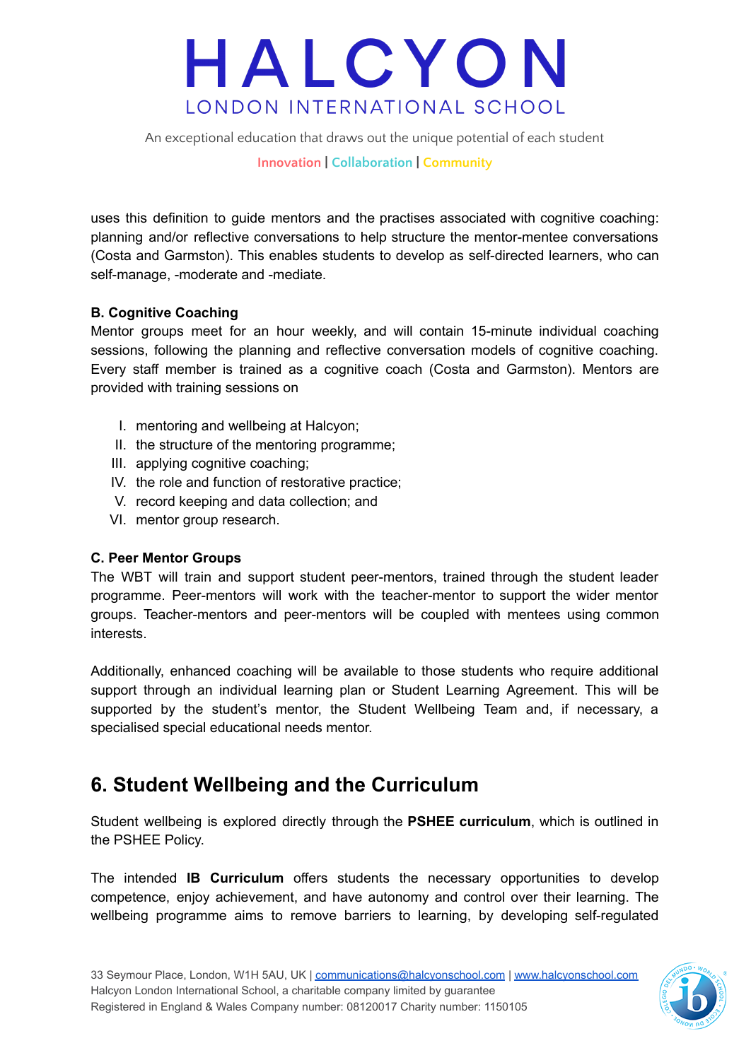uses this definition to guide mentors and the practises associated with cognitive coaching: planning and/or reflective conversations to help structure the mentor-mentee conversations (Costa and Garmston). This enables students to develop as self-directed learners, who can self-manage, -moderate and -mediate.

**B. Cognitive Coaching**

Mentor groups meet for an hour weekly, and will contain 15-minute individual coaching sessions, following the planning and reflective conversation models of cognitive coaching. Every staff member is trained as a cognitive coach (Costa and Garmston). Mentors are provided with training sessions on

I. mentoring and wellbeing at Halcyon;
II. the structure of the mentoring programme;
III. applying cognitive coaching;
IV. the role and function of restorative practice;
V. record keeping and data collection; and
VI. mentor group research.

**C. Peer Mentor Groups**

The WBT will train and support student peer-mentors, trained through the student leader programme. Peer-mentors will work with the teacher-mentor to support the wider mentor groups. Teacher-mentors and peer-mentors will be coupled with mentees using common interests.

Additionally, enhanced coaching will be available to those students who require additional support through an individual learning plan or Student Learning Agreement. This will be supported by the student's mentor, the Student Wellbeing Team and, if necessary, a specialised special educational needs mentor.

## 6. Student Wellbeing and the Curriculum

Student wellbeing is explored directly through the **PSHEE curriculum**, which is outlined in the PSHEE Policy.

The intended **IB Curriculum** offers students the necessary opportunities to develop competence, enjoy achievement, and have autonomy and control over their learning. The wellbeing programme aims to remove barriers to learning, by developing self-regulated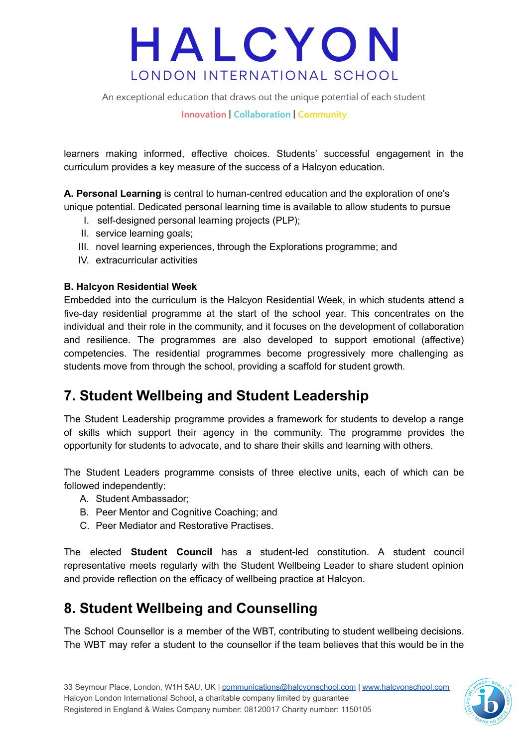learners making informed, effective choices. Students' successful engagement in the curriculum provides a key measure of the success of a Halcyon education.

**A. Personal Learning** is central to human-centred education and the exploration of one's unique potential. Dedicated personal learning time is available to allow students to pursue

I. self-designed personal learning projects (PLP);
II. service learning goals;
III. novel learning experiences, through the Explorations programme; and
IV. extracurricular activities

**B. Halcyon Residential Week**

Embedded into the curriculum is the Halcyon Residential Week, in which students attend a five-day residential programme at the start of the school year. This concentrates on the individual and their role in the community, and it focuses on the development of collaboration and resilience. The programmes are also developed to support emotional (affective) competencies. The residential programmes become progressively more challenging as students move from through the school, providing a scaffold for student growth.

## 7. Student Wellbeing and Student Leadership

The Student Leadership programme provides a framework for students to develop a range of skills which support their agency in the community. The programme provides the opportunity for students to advocate, and to share their skills and learning with others.

The Student Leaders programme consists of three elective units, each of which can be followed independently:

A. Student Ambassador;
B. Peer Mentor and Cognitive Coaching; and
C. Peer Mediator and Restorative Practises.

The elected **Student Council** has a student-led constitution. A student council representative meets regularly with the Student Wellbeing Leader to share student opinion and provide reflection on the efficacy of wellbeing practice at Halcyon.

## 8. Student Wellbeing and Counselling

The School Counsellor is a member of the WBT, contributing to student wellbeing decisions. The WBT may refer a student to the counsellor if the team believes that this would be in the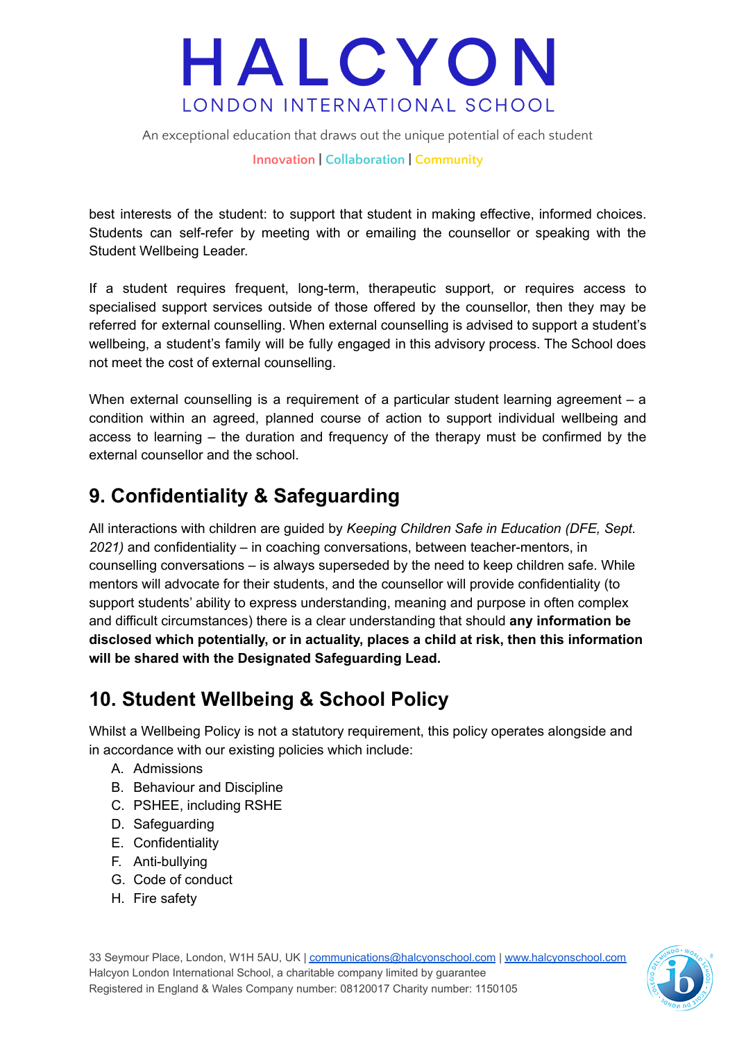best interests of the student: to support that student in making effective, informed choices. Students can self-refer by meeting with or emailing the counsellor or speaking with the Student Wellbeing Leader.

If a student requires frequent, long-term, therapeutic support, or requires access to specialised support services outside of those offered by the counsellor, then they may be referred for external counselling. When external counselling is advised to support a student's wellbeing, a student's family will be fully engaged in this advisory process. The School does not meet the cost of external counselling.

When external counselling is a requirement of a particular student learning agreement – a condition within an agreed, planned course of action to support individual wellbeing and access to learning – the duration and frequency of the therapy must be confirmed by the external counsellor and the school.

## 9. Confidentiality & Safeguarding

All interactions with children are guided by *Keeping Children Safe in Education (DFE, Sept. 2021)* and confidentiality – in coaching conversations, between teacher-mentors, in counselling conversations – is always superseded by the need to keep children safe. While mentors will advocate for their students, and the counsellor will provide confidentiality (to support students' ability to express understanding, meaning and purpose in often complex and difficult circumstances) there is a clear understanding that should **any information be disclosed which potentially, or in actuality, places a child at risk, then this information will be shared with the Designated Safeguarding Lead.**

## 10. Student Wellbeing & School Policy

Whilst a Wellbeing Policy is not a statutory requirement, this policy operates alongside and in accordance with our existing policies which include:

A. Admissions
B. Behaviour and Discipline
C. PSHEE, including RSHE
D. Safeguarding
E. Confidentiality
F. Anti-bullying
G. Code of conduct
H. Fire safety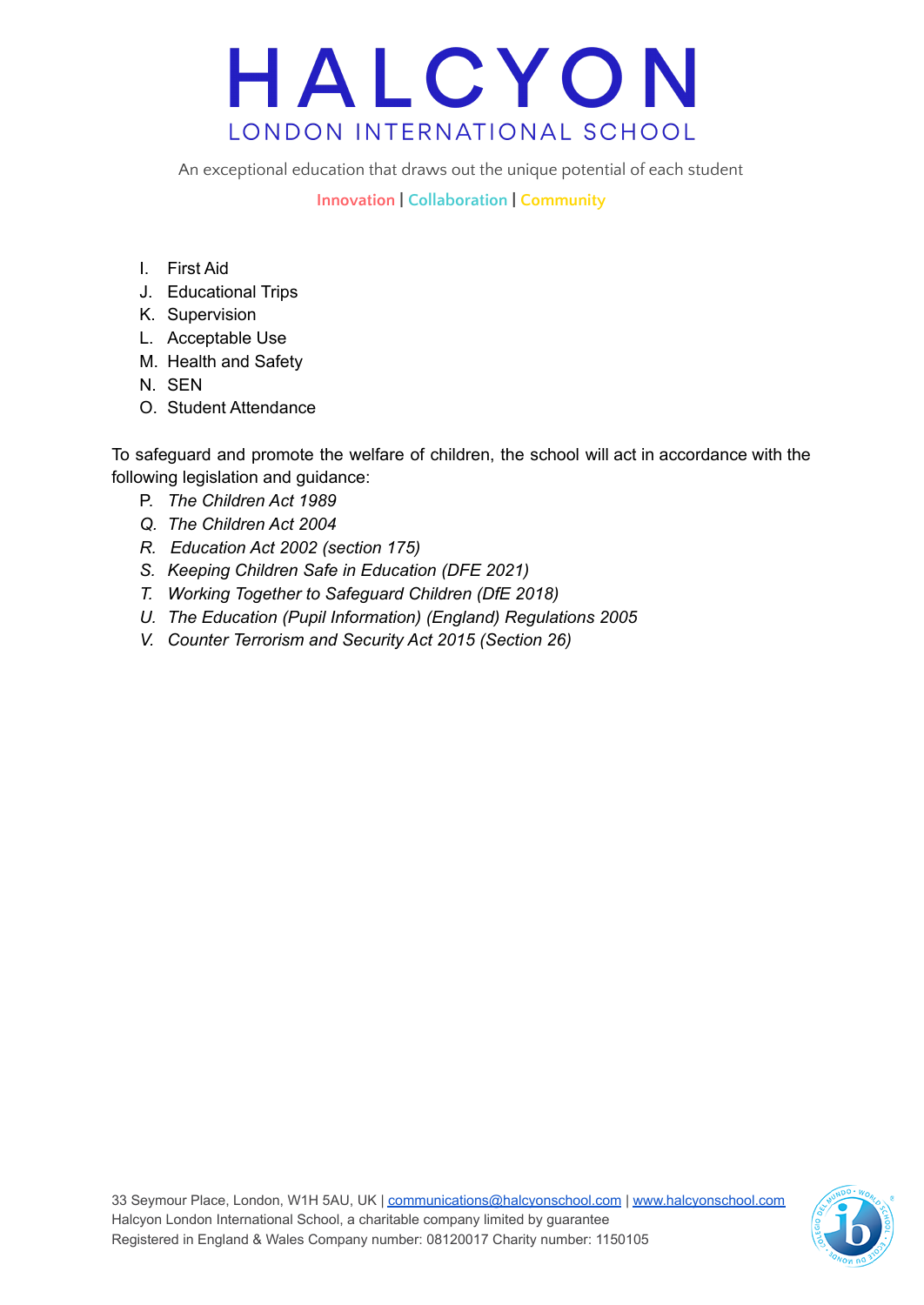I. First Aid
J. Educational Trips
K. Supervision
L. Acceptable Use
M. Health and Safety
N. SEN
O. Student Attendance

To safeguard and promote the welfare of children, the school will act in accordance with the following legislation and guidance:

P. *The Children Act 1989*
Q. *The Children Act 2004*
R. *Education Act 2002 (section 175)*
S. *Keeping Children Safe in Education (DFE 2021)*
T. *Working Together to Safeguard Children (DfE 2018)*
U. *The Education (Pupil Information) (England) Regulations 2005*
V. *Counter Terrorism and Security Act 2015 (Section 26)*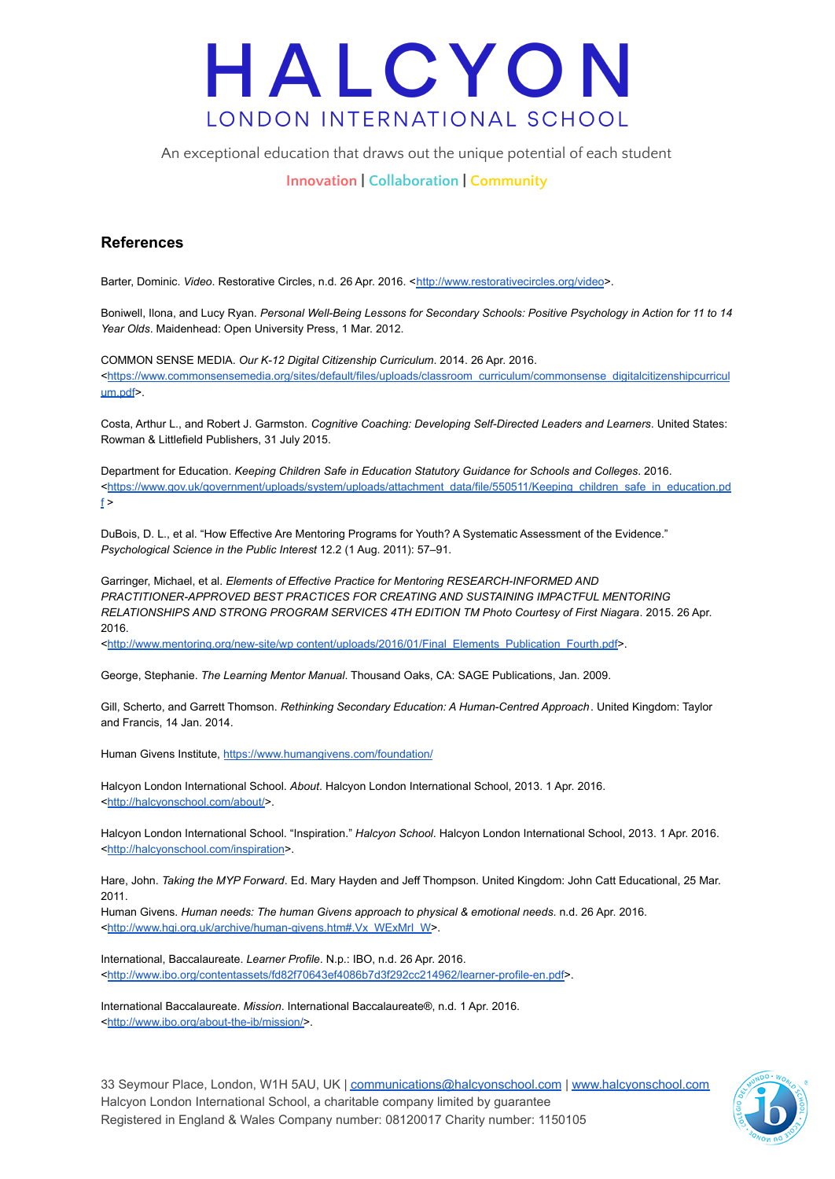## References

Barter, Dominic. *Video*. Restorative Circles, n.d. 26 Apr. 2016. <http://www.restorativecircles.org/video>.

Boniwell, Ilona, and Lucy Ryan. *Personal Well-Being Lessons for Secondary Schools: Positive Psychology in Action for 11 to 14 Year Olds*. Maidenhead: Open University Press, 1 Mar. 2012.

COMMON SENSE MEDIA. *Our K-12 Digital Citizenship Curriculum*. 2014. 26 Apr. 2016. <https://www.commonsensemedia.org/sites/default/files/uploads/classroom_curriculum/commonsense_digitalcitizenshipcurriculum.pdf>.

Costa, Arthur L., and Robert J. Garmston. *Cognitive Coaching: Developing Self-Directed Leaders and Learners*. United States: Rowman & Littlefield Publishers, 31 July 2015.

Department for Education. *Keeping Children Safe in Education Statutory Guidance for Schools and Colleges*. 2016. <https://www.gov.uk/government/uploads/system/uploads/attachment_data/file/550511/Keeping_children_safe_in_education.pdf >

DuBois, D. L., et al. "How Effective Are Mentoring Programs for Youth? A Systematic Assessment of the Evidence." *Psychological Science in the Public Interest* 12.2 (1 Aug. 2011): 57–91.

Garringer, Michael, et al. *Elements of Effective Practice for Mentoring RESEARCH-INFORMED AND PRACTITIONER-APPROVED BEST PRACTICES FOR CREATING AND SUSTAINING IMPACTFUL MENTORING RELATIONSHIPS AND STRONG PROGRAM SERVICES 4TH EDITION TM Photo Courtesy of First Niagara*. 2015. 26 Apr. 2016. <http://www.mentoring.org/new-site/wp content/uploads/2016/01/Final_Elements_Publication_Fourth.pdf>.

George, Stephanie. *The Learning Mentor Manual*. Thousand Oaks, CA: SAGE Publications, Jan. 2009.

Gill, Scherto, and Garrett Thomson. *Rethinking Secondary Education: A Human-Centred Approach*. United Kingdom: Taylor and Francis, 14 Jan. 2014.

Human Givens Institute, https://www.humangivens.com/foundation/

Halcyon London International School. *About*. Halcyon London International School, 2013. 1 Apr. 2016. <http://halcyonschool.com/about/>.

Halcyon London International School. "Inspiration." *Halcyon School*. Halcyon London International School, 2013. 1 Apr. 2016. <http://halcyonschool.com/inspiration>.

Hare, John. *Taking the MYP Forward*. Ed. Mary Hayden and Jeff Thompson. United Kingdom: John Catt Educational, 25 Mar. 2011.
Human Givens. *Human needs: The human Givens approach to physical & emotional needs*. n.d. 26 Apr. 2016. <http://www.hgi.org.uk/archive/human-givens.htm#.Vx_WExMrI_W>.

International, Baccalaureate. *Learner Profile*. N.p.: IBO, n.d. 26 Apr. 2016. <http://www.ibo.org/contentassets/fd82f70643ef4086b7d3f292cc214962/learner-profile-en.pdf>.

International Baccalaureate. *Mission*. International Baccalaureate®, n.d. 1 Apr. 2016. <http://www.ibo.org/about-the-ib/mission/>.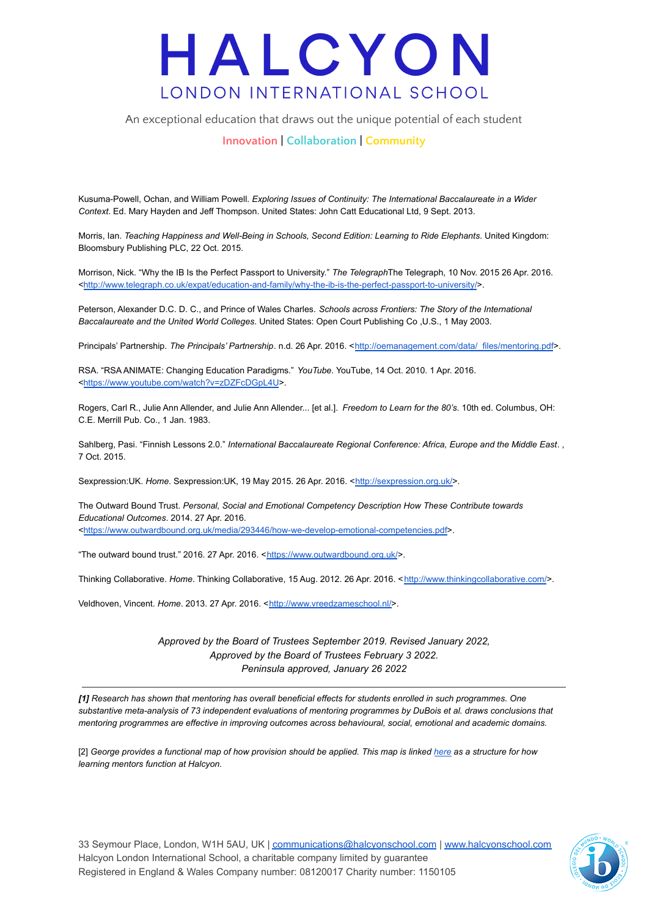Kusuma-Powell, Ochan, and William Powell. *Exploring Issues of Continuity: The International Baccalaureate in a Wider Context*. Ed. Mary Hayden and Jeff Thompson. United States: John Catt Educational Ltd, 9 Sept. 2013.

Morris, Ian. *Teaching Happiness and Well-Being in Schools, Second Edition: Learning to Ride Elephants.* United Kingdom: Bloomsbury Publishing PLC, 22 Oct. 2015.

Morrison, Nick. "Why the IB Is the Perfect Passport to University." *The Telegraph*The Telegraph, 10 Nov. 2015 26 Apr. 2016. <http://www.telegraph.co.uk/expat/education-and-family/why-the-ib-is-the-perfect-passport-to-university/>.

Peterson, Alexander D.C. D. C., and Prince of Wales Charles. *Schools across Frontiers: The Story of the International Baccalaureate and the United World Colleges*. United States: Open Court Publishing Co ,U.S., 1 May 2003.

Principals' Partnership. *The Principals' Partnership*. n.d. 26 Apr. 2016. <http://oemanagement.com/data/_files/mentoring.pdf>.

RSA. "RSA ANIMATE: Changing Education Paradigms." *YouTube*. YouTube, 14 Oct. 2010. 1 Apr. 2016. <https://www.youtube.com/watch?v=zDZFcDGpL4U>.

Rogers, Carl R., Julie Ann Allender, and Julie Ann Allender... [et al.]. *Freedom to Learn for the 80's*. 10th ed. Columbus, OH: C.E. Merrill Pub. Co., 1 Jan. 1983.

Sahlberg, Pasi. "Finnish Lessons 2.0." *International Baccalaureate Regional Conference: Africa, Europe and the Middle East*. , 7 Oct. 2015.

Sexpression:UK. *Home*. Sexpression:UK, 19 May 2015. 26 Apr. 2016. <http://sexpression.org.uk/>.

The Outward Bound Trust. *Personal, Social and Emotional Competency Description How These Contribute towards Educational Outcomes*. 2014. 27 Apr. 2016. <https://www.outwardbound.org.uk/media/293446/how-we-develop-emotional-competencies.pdf>.

"The outward bound trust." 2016. 27 Apr. 2016. <https://www.outwardbound.org.uk/>.

Thinking Collaborative. *Home*. Thinking Collaborative, 15 Aug. 2012. 26 Apr. 2016. <http://www.thinkingcollaborative.com/>.

Veldhoven, Vincent. *Home*. 2013. 27 Apr. 2016. <http://www.vreedzameschool.nl/>.

*Approved by the Board of Trustees September 2019. Revised January 2022,*
*Approved by the Board of Trustees February 3 2022.*
*Peninsula approved, January 26 2022*

---

***[1]*** *Research has shown that mentoring has overall beneficial effects for students enrolled in such programmes. One substantive meta-analysis of 73 independent evaluations of mentoring programmes by DuBois et al. draws conclusions that mentoring programmes are effective in improving outcomes across behavioural, social, emotional and academic domains.*

[2] *George provides a functional map of how provision should be applied. This map is linked here as a structure for how learning mentors function at Halcyon.*